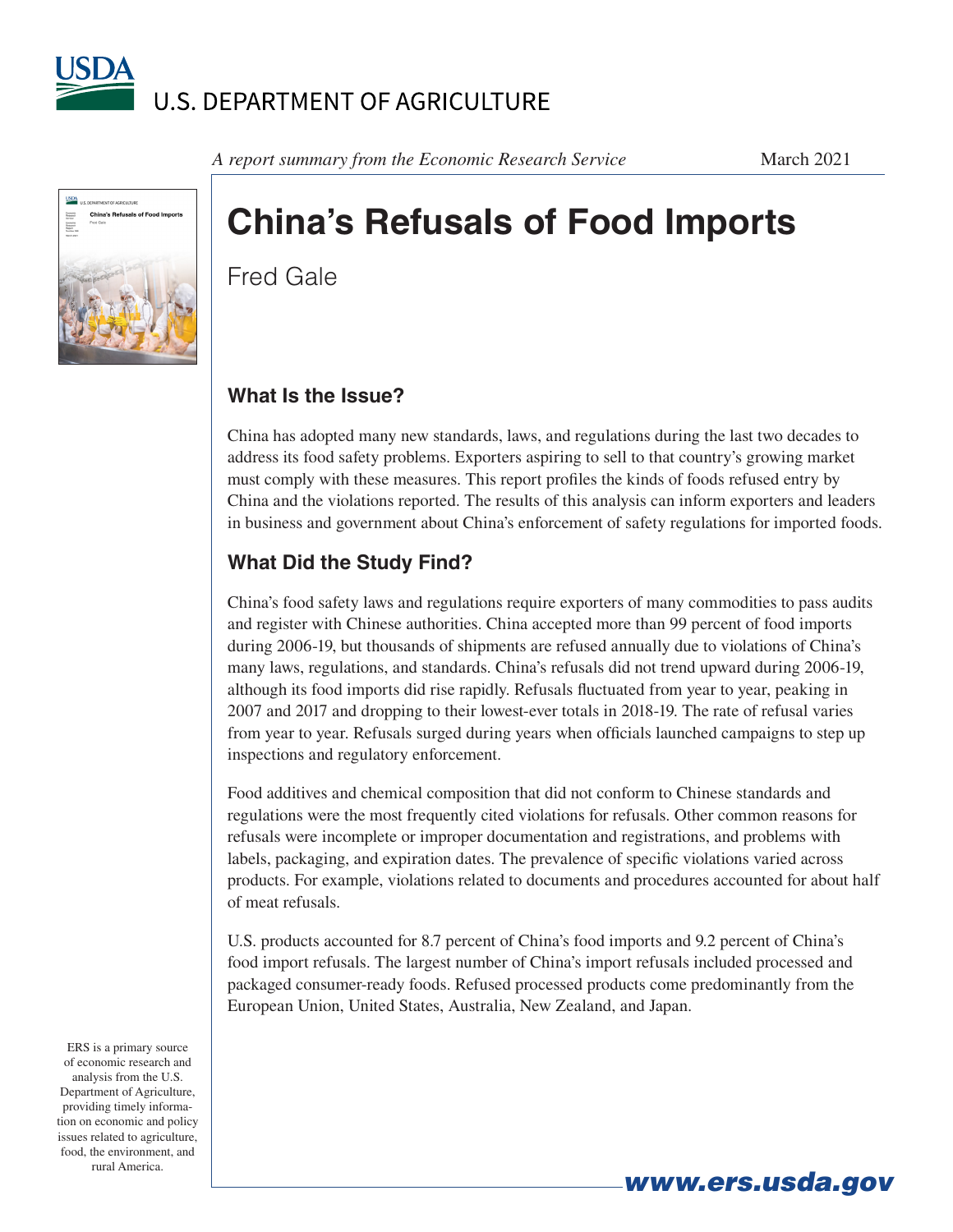U.S. DEPARTMENT OF AGRICULTURE

*A report summary from the Economic Research Service*

March 2021

# China's Refusals of Food Imports

Fred Gale

## What Is the Issue?

China has adopted many new standards, laws, and regulations during the last two decades to address its food safety problems. Exporters aspiring to sell to that country's growing market must comply with these measures. This report profiles the kinds of foods refused entry by China and the violations reported. The results of this analysis can inform exporters and leaders in business and government about China's enforcement of safety regulations for imported foods.

## What Did the Study Find?

China's food safety laws and regulations require exporters of many commodities to pass audits and register with Chinese authorities. China accepted more than 99 percent of food imports during 2006-19, but thousands of shipments are refused annually due to violations of China's many laws, regulations, and standards. China's refusals did not trend upward during 2006-19, although its food imports did rise rapidly. Refusals fluctuated from year to year, peaking in 2007 and 2017 and dropping to their lowest-ever totals in 2018-19. The rate of refusal varies from year to year. Refusals surged during years when officials launched campaigns to step up inspections and regulatory enforcement.

Food additives and chemical composition that did not conform to Chinese standards and regulations were the most frequently cited violations for refusals. Other common reasons for refusals were incomplete or improper documentation and registrations, and problems with labels, packaging, and expiration dates. The prevalence of specific violations varied across products. For example, violations related to documents and procedures accounted for about half of meat refusals.

U.S. products accounted for 8.7 percent of China's food imports and 9.2 percent of China's food import refusals. The largest number of China's import refusals included processed and packaged consumer-ready foods. Refused processed products come predominantly from the European Union, United States, Australia, New Zealand, and Japan.

ERS is a primary source of economic research and analysis from the U.S. Department of Agriculture, providing timely information on economic and policy issues related to agriculture, food, the environment, and rural America.

www.ers.usda.gov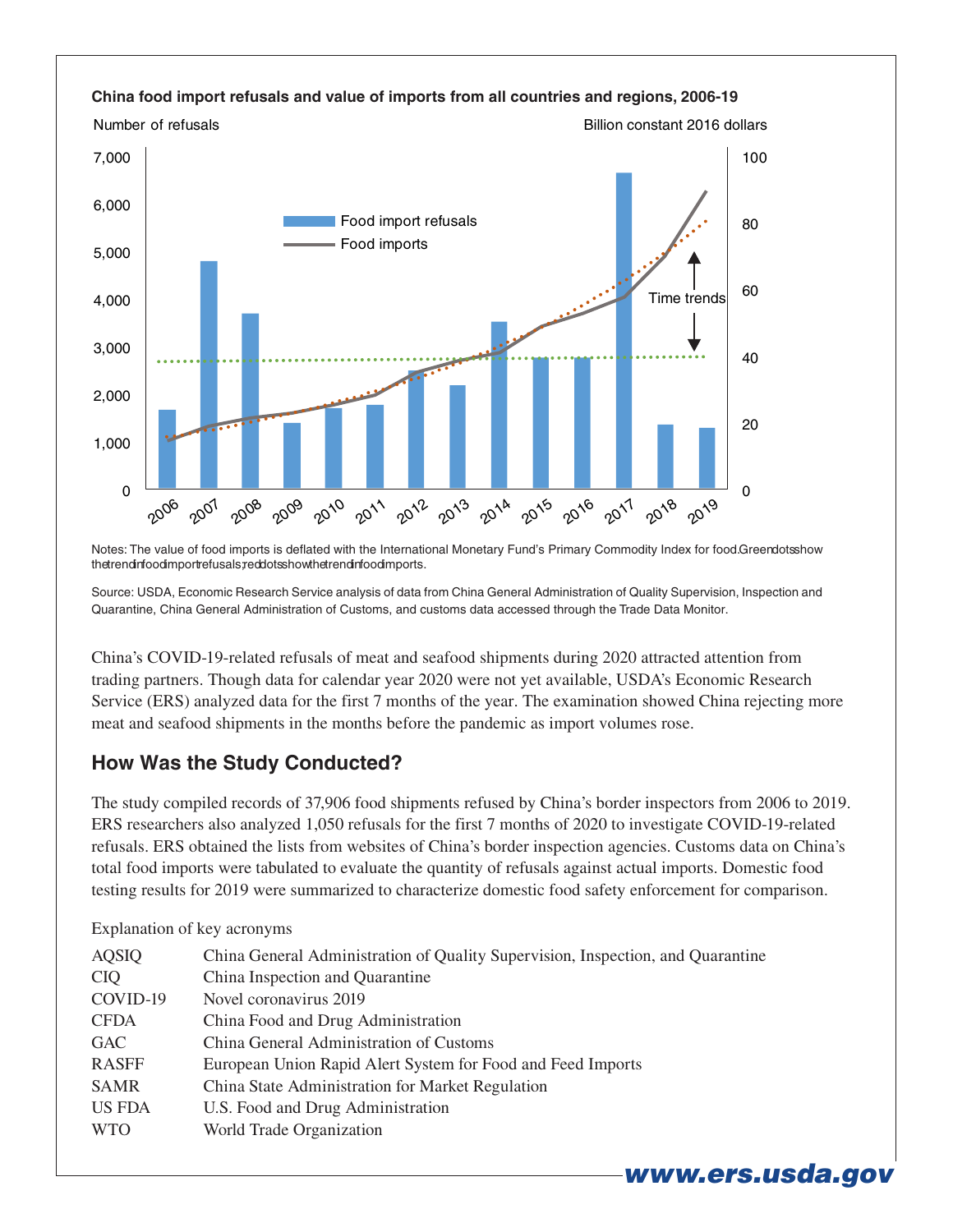**China food import refusals and value of imports from all countries and regions, 2006-19**

Number of refusals

Billion constant 2016 dollars

7,000
6,000
5,000
4,000
3,000
2,000
1,000
0

100
80
60
40
20
0

Food import refusals
Food imports

Time trends

2006 2007 2008 2009 2010 2011 2012 2013 2014 2015 2016 2017 2018 2019

Notes: The value of food imports is deflated with the International Monetary Fund's Primary Commodity Index for food. Green dots show the trend in food import refusals; red dots show the trend in food imports.

Source: USDA, Economic Research Service analysis of data from China General Administration of Quality Supervision, Inspection and Quarantine, China General Administration of Customs, and customs data accessed through the Trade Data Monitor.

China's COVID-19-related refusals of meat and seafood shipments during 2020 attracted attention from trading partners. Though data for calendar year 2020 were not yet available, USDA's Economic Research Service (ERS) analyzed data for the first 7 months of the year. The examination showed China rejecting more meat and seafood shipments in the months before the pandemic as import volumes rose.

## How Was the Study Conducted?

The study compiled records of 37,906 food shipments refused by China's border inspectors from 2006 to 2019. ERS researchers also analyzed 1,050 refusals for the first 7 months of 2020 to investigate COVID-19-related refusals. ERS obtained the lists from websites of China's border inspection agencies. Customs data on China's total food imports were tabulated to evaluate the quantity of refusals against actual imports. Domestic food testing results for 2019 were summarized to characterize domestic food safety enforcement for comparison.

Explanation of key acronyms

| | |
|---|---|
| AQSIQ | China General Administration of Quality Supervision, Inspection, and Quarantine |
| CIQ | China Inspection and Quarantine |
| COVID-19 | Novel coronavirus 2019 |
| CFDA | China Food and Drug Administration |
| GAC | China General Administration of Customs |
| RASFF | European Union Rapid Alert System for Food and Feed Imports |
| SAMR | China State Administration for Market Regulation |
| US FDA | U.S. Food and Drug Administration |
| WTO | World Trade Organization |